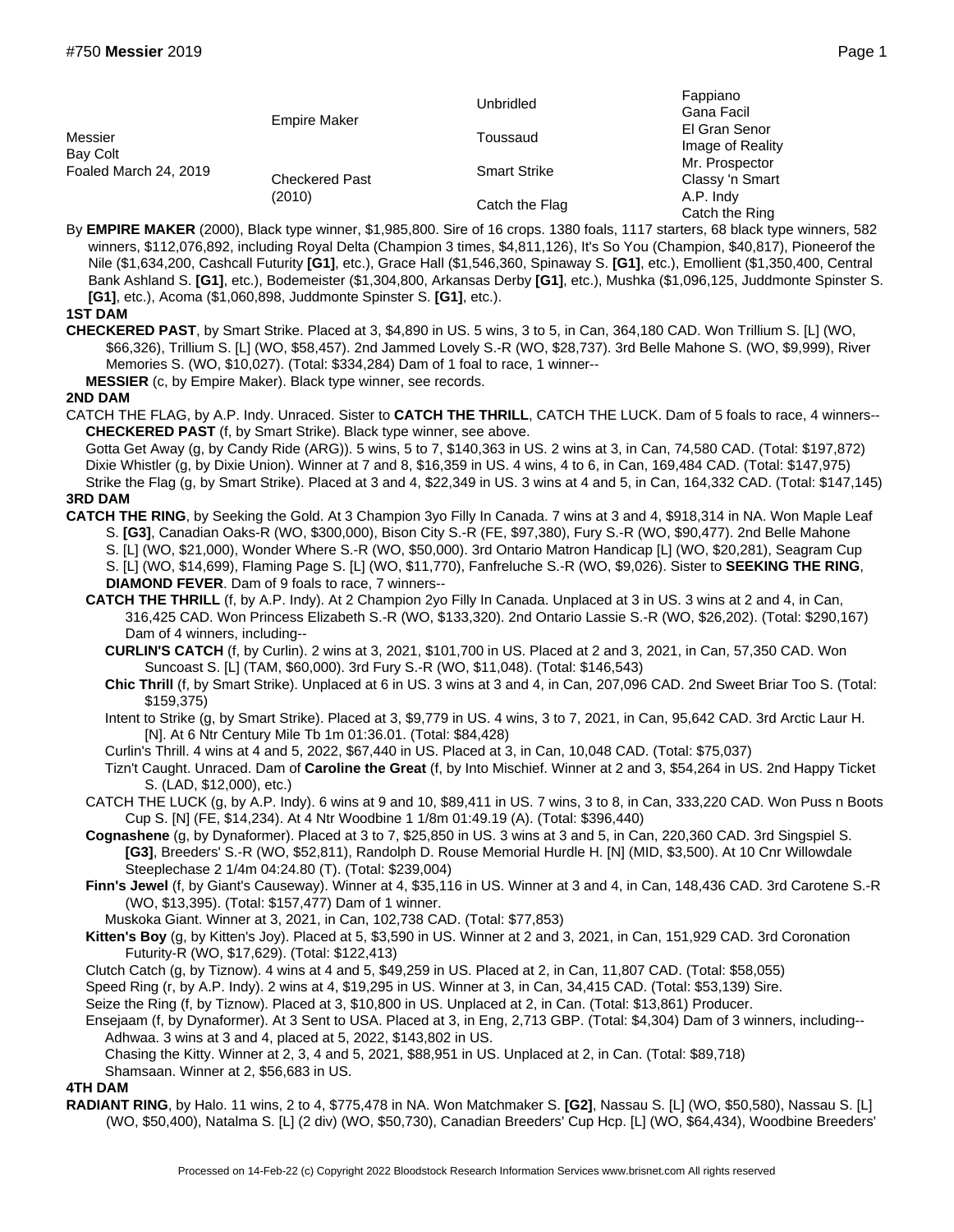# #750 **Messier** 2019

| | | | |
|---|---|---|---|
| Messier<br>Bay Colt<br>Foaled March 24, 2019 | Empire Maker | Unbridled | Fappiano |
| | | | Gana Facil |
| | | Toussaud | El Gran Senor |
| | | | Image of Reality |
| | Checkered Past<br>(2010) | Smart Strike | Mr. Prospector |
| | | | Classy 'n Smart |
| | | Catch the Flag | A.P. Indy |
| | | | Catch the Ring |

By **EMPIRE MAKER** (2000), Black type winner, $1,985,800. Sire of 16 crops. 1380 foals, 1117 starters, 68 black type winners, 582 winners, $112,076,892, including Royal Delta (Champion 3 times, $4,811,126), It's So You (Champion, $40,817), Pioneerof the Nile ($1,634,200, Cashcall Futurity **[G1]**, etc.), Grace Hall ($1,546,360, Spinaway S. **[G1]**, etc.), Emollient ($1,350,400, Central Bank Ashland S. **[G1]**, etc.), Bodemeister ($1,304,800, Arkansas Derby **[G1]**, etc.), Mushka ($1,096,125, Juddmonte Spinster S. **[G1]**, etc.), Acoma ($1,060,898, Juddmonte Spinster S. **[G1]**, etc.).

**1ST DAM**

**CHECKERED PAST**, by Smart Strike. Placed at 3, $4,890 in US. 5 wins, 3 to 5, in Can, 364,180 CAD. Won Trillium S. [L] (WO, $66,326), Trillium S. [L] (WO, $58,457). 2nd Jammed Lovely S.-R (WO, $28,737). 3rd Belle Mahone S. (WO, $9,999), River Memories S. (WO, $10,027). (Total: $334,284) Dam of 1 foal to race, 1 winner--

**MESSIER** (c, by Empire Maker). Black type winner, see records.

**2ND DAM**

CATCH THE FLAG, by A.P. Indy. Unraced. Sister to **CATCH THE THRILL**, CATCH THE LUCK. Dam of 5 foals to race, 4 winners--

**CHECKERED PAST** (f, by Smart Strike). Black type winner, see above.

Gotta Get Away (g, by Candy Ride (ARG)). 5 wins, 5 to 7, $140,363 in US. 2 wins at 3, in Can, 74,580 CAD. (Total: $197,872)

Dixie Whistler (g, by Dixie Union). Winner at 7 and 8, $16,359 in US. 4 wins, 4 to 6, in Can, 169,484 CAD. (Total: $147,975)

Strike the Flag (g, by Smart Strike). Placed at 3 and 4, $22,349 in US. 3 wins at 4 and 5, in Can, 164,332 CAD. (Total: $147,145)

**3RD DAM**

**CATCH THE RING**, by Seeking the Gold. At 3 Champion 3yo Filly In Canada. 7 wins at 3 and 4, $918,314 in NA. Won Maple Leaf S. **[G3]**, Canadian Oaks-R (WO, $300,000), Bison City S.-R (FE, $97,380), Fury S.-R (WO, $90,477). 2nd Belle Mahone S. [L] (WO, $21,000), Wonder Where S.-R (WO, $50,000). 3rd Ontario Matron Handicap [L] (WO, $20,281), Seagram Cup S. [L] (WO, $14,699), Flaming Page S. [L] (WO, $11,770), Fanfreluche S.-R (WO, $9,026). Sister to **SEEKING THE RING**, **DIAMOND FEVER**. Dam of 9 foals to race, 7 winners--

**CATCH THE THRILL** (f, by A.P. Indy). At 2 Champion 2yo Filly In Canada. Unplaced at 3 in US. 3 wins at 2 and 4, in Can, 316,425 CAD. Won Princess Elizabeth S.-R (WO, $133,320). 2nd Ontario Lassie S.-R (WO, $26,202). (Total: $290,167) Dam of 4 winners, including--

**CURLIN'S CATCH** (f, by Curlin). 2 wins at 3, 2021, $101,700 in US. Placed at 2 and 3, 2021, in Can, 57,350 CAD. Won Suncoast S. [L] (TAM, $60,000). 3rd Fury S.-R (WO, $11,048). (Total: $146,543)

**Chic Thrill** (f, by Smart Strike). Unplaced at 6 in US. 3 wins at 3 and 4, in Can, 207,096 CAD. 2nd Sweet Briar Too S. (Total: $159,375)

Intent to Strike (g, by Smart Strike). Placed at 3, $9,779 in US. 4 wins, 3 to 7, 2021, in Can, 95,642 CAD. 3rd Arctic Laur H. [N]. At 6 Ntr Century Mile Tb 1m 01:36.01. (Total: $84,428)

Curlin's Thrill. 4 wins at 4 and 5, 2022, $67,440 in US. Placed at 3, in Can, 10,048 CAD. (Total: $75,037)

Tizn't Caught. Unraced. Dam of **Caroline the Great** (f, by Into Mischief. Winner at 2 and 3, $54,264 in US. 2nd Happy Ticket S. (LAD, $12,000), etc.)

CATCH THE LUCK (g, by A.P. Indy). 6 wins at 9 and 10, $89,411 in US. 7 wins, 3 to 8, in Can, 333,220 CAD. Won Puss n Boots Cup S. [N] (FE, $14,234). At 4 Ntr Woodbine 1 1/8m 01:49.19 (A). (Total: $396,440)

**Cognashene** (g, by Dynaformer). Placed at 3 to 7, $25,850 in US. 3 wins at 3 and 5, in Can, 220,360 CAD. 3rd Singspiel S. **[G3]**, Breeders' S.-R (WO, $52,811), Randolph D. Rouse Memorial Hurdle H. [N] (MID, $3,500). At 10 Cnr Willowdale Steeplechase 2 1/4m 04:24.80 (T). (Total: $239,004)

**Finn's Jewel** (f, by Giant's Causeway). Winner at 4, $35,116 in US. Winner at 3 and 4, in Can, 148,436 CAD. 3rd Carotene S.-R (WO, $13,395). (Total: $157,477) Dam of 1 winner.

Muskoka Giant. Winner at 3, 2021, in Can, 102,738 CAD. (Total: $77,853)

**Kitten's Boy** (g, by Kitten's Joy). Placed at 5, $3,590 in US. Winner at 2 and 3, 2021, in Can, 151,929 CAD. 3rd Coronation Futurity-R (WO, $17,629). (Total: $122,413)

Clutch Catch (g, by Tiznow). 4 wins at 4 and 5, $49,259 in US. Placed at 2, in Can, 11,807 CAD. (Total: $58,055)

Speed Ring (r, by A.P. Indy). 2 wins at 4, $19,295 in US. Winner at 3, in Can, 34,415 CAD. (Total: $53,139) Sire.

Seize the Ring (f, by Tiznow). Placed at 3, $10,800 in US. Unplaced at 2, in Can. (Total: $13,861) Producer.

Ensejaam (f, by Dynaformer). At 3 Sent to USA. Placed at 3, in Eng, 2,713 GBP. (Total: $4,304) Dam of 3 winners, including--

Adhwaa. 3 wins at 3 and 4, placed at 5, 2022, $143,802 in US.

Chasing the Kitty. Winner at 2, 3, 4 and 5, 2021, $88,951 in US. Unplaced at 2, in Can. (Total: $89,718)

Shamsaan. Winner at 2, $56,683 in US.

**4TH DAM**

**RADIANT RING**, by Halo. 11 wins, 2 to 4, $775,478 in NA. Won Matchmaker S. **[G2]**, Nassau S. [L] (WO, $50,580), Nassau S. [L] (WO, $50,400), Natalma S. [L] (2 div) (WO, $50,730), Canadian Breeders' Cup Hcp. [L] (WO, $64,434), Woodbine Breeders'

Processed on 14-Feb-22 (c) Copyright 2022 Bloodstock Research Information Services www.brisnet.com All rights reserved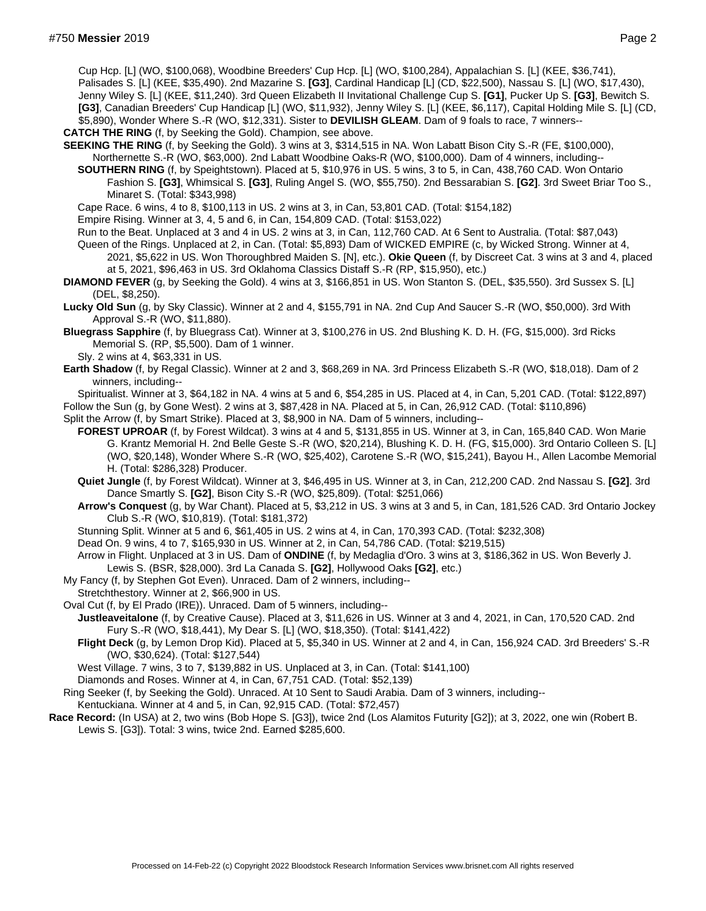Cup Hcp. [L] (WO, $100,068), Woodbine Breeders' Cup Hcp. [L] (WO, $100,284), Appalachian S. [L] (KEE, $36,741), Palisades S. [L] (KEE, $35,490). 2nd Mazarine S. **[G3]**, Cardinal Handicap [L] (CD, $22,500), Nassau S. [L] (WO, $17,430), Jenny Wiley S. [L] (KEE, $11,240). 3rd Queen Elizabeth II Invitational Challenge Cup S. **[G1]**, Pucker Up S. **[G3]**, Bewitch S. **[G3]**, Canadian Breeders' Cup Handicap [L] (WO, $11,932), Jenny Wiley S. [L] (KEE, $6,117), Capital Holding Mile S. [L] (CD, $5,890), Wonder Where S.-R (WO, $12,331). Sister to **DEVILISH GLEAM**. Dam of 9 foals to race, 7 winners--

**CATCH THE RING** (f, by Seeking the Gold). Champion, see above.

**SEEKING THE RING** (f, by Seeking the Gold). 3 wins at 3, $314,515 in NA. Won Labatt Bison City S.-R (FE, $100,000), Northernette S.-R (WO, $63,000). 2nd Labatt Woodbine Oaks-R (WO, $100,000). Dam of 4 winners, including--

**SOUTHERN RING** (f, by Speightstown). Placed at 5, $10,976 in US. 5 wins, 3 to 5, in Can, 438,760 CAD. Won Ontario Fashion S. **[G3]**, Whimsical S. **[G3]**, Ruling Angel S. (WO, $55,750). 2nd Bessarabian S. **[G2]**. 3rd Sweet Briar Too S., Minaret S. (Total: $343,998)

Cape Race. 6 wins, 4 to 8, $100,113 in US. 2 wins at 3, in Can, 53,801 CAD. (Total: $154,182)

Empire Rising. Winner at 3, 4, 5 and 6, in Can, 154,809 CAD. (Total: $153,022)

Run to the Beat. Unplaced at 3 and 4 in US. 2 wins at 3, in Can, 112,760 CAD. At 6 Sent to Australia. (Total: $87,043)

Queen of the Rings. Unplaced at 2, in Can. (Total: $5,893) Dam of WICKED EMPIRE (c, by Wicked Strong. Winner at 4, 2021, $5,622 in US. Won Thoroughbred Maiden S. [N], etc.). **Okie Queen** (f, by Discreet Cat. 3 wins at 3 and 4, placed at 5, 2021, $96,463 in US. 3rd Oklahoma Classics Distaff S.-R (RP, $15,950), etc.)

**DIAMOND FEVER** (g, by Seeking the Gold). 4 wins at 3, $166,851 in US. Won Stanton S. (DEL, $35,550). 3rd Sussex S. [L] (DEL, $8,250).

**Lucky Old Sun** (g, by Sky Classic). Winner at 2 and 4, $155,791 in NA. 2nd Cup And Saucer S.-R (WO, $50,000). 3rd With Approval S.-R (WO, $11,880).

**Bluegrass Sapphire** (f, by Bluegrass Cat). Winner at 3, $100,276 in US. 2nd Blushing K. D. H. (FG, $15,000). 3rd Ricks Memorial S. (RP, $5,500). Dam of 1 winner.

Sly. 2 wins at 4, $63,331 in US.

**Earth Shadow** (f, by Regal Classic). Winner at 2 and 3, $68,269 in NA. 3rd Princess Elizabeth S.-R (WO, $18,018). Dam of 2 winners, including--

Spiritualist. Winner at 3, $64,182 in NA. 4 wins at 5 and 6, $54,285 in US. Placed at 4, in Can, 5,201 CAD. (Total: $122,897)

Follow the Sun (g, by Gone West). 2 wins at 3, $87,428 in NA. Placed at 5, in Can, 26,912 CAD. (Total: $110,896)

Split the Arrow (f, by Smart Strike). Placed at 3, $8,900 in NA. Dam of 5 winners, including--

**FOREST UPROAR** (f, by Forest Wildcat). 3 wins at 4 and 5, $131,855 in US. Winner at 3, in Can, 165,840 CAD. Won Marie G. Krantz Memorial H. 2nd Belle Geste S.-R (WO, $20,214), Blushing K. D. H. (FG, $15,000). 3rd Ontario Colleen S. [L] (WO, $20,148), Wonder Where S.-R (WO, $25,402), Carotene S.-R (WO, $15,241), Bayou H., Allen Lacombe Memorial H. (Total: $286,328) Producer.

**Quiet Jungle** (f, by Forest Wildcat). Winner at 3, $46,495 in US. Winner at 3, in Can, 212,200 CAD. 2nd Nassau S. **[G2]**. 3rd Dance Smartly S. **[G2]**, Bison City S.-R (WO, $25,809). (Total: $251,066)

**Arrow's Conquest** (g, by War Chant). Placed at 5, $3,212 in US. 3 wins at 3 and 5, in Can, 181,526 CAD. 3rd Ontario Jockey Club S.-R (WO, $10,819). (Total: $181,372)

Stunning Split. Winner at 5 and 6, $61,405 in US. 2 wins at 4, in Can, 170,393 CAD. (Total: $232,308)

Dead On. 9 wins, 4 to 7, $165,930 in US. Winner at 2, in Can, 54,786 CAD. (Total: $219,515)

Arrow in Flight. Unplaced at 3 in US. Dam of **ONDINE** (f, by Medaglia d'Oro. 3 wins at 3, $186,362 in US. Won Beverly J. Lewis S. (BSR, $28,000). 3rd La Canada S. **[G2]**, Hollywood Oaks **[G2]**, etc.)

My Fancy (f, by Stephen Got Even). Unraced. Dam of 2 winners, including--

Stretchthestory. Winner at 2, $66,900 in US.

Oval Cut (f, by El Prado (IRE)). Unraced. Dam of 5 winners, including--

**Justleaveitalone** (f, by Creative Cause). Placed at 3, $11,626 in US. Winner at 3 and 4, 2021, in Can, 170,520 CAD. 2nd Fury S.-R (WO, $18,441), My Dear S. [L] (WO, $18,350). (Total: $141,422)

**Flight Deck** (g, by Lemon Drop Kid). Placed at 5, $5,340 in US. Winner at 2 and 4, in Can, 156,924 CAD. 3rd Breeders' S.-R (WO, $30,624). (Total: $127,544)

West Village. 7 wins, 3 to 7, $139,882 in US. Unplaced at 3, in Can. (Total: $141,100)

Diamonds and Roses. Winner at 4, in Can, 67,751 CAD. (Total: $52,139)

Ring Seeker (f, by Seeking the Gold). Unraced. At 10 Sent to Saudi Arabia. Dam of 3 winners, including--

Kentuckiana. Winner at 4 and 5, in Can, 92,915 CAD. (Total: $72,457)

**Race Record:** (In USA) at 2, two wins (Bob Hope S. [G3]), twice 2nd (Los Alamitos Futurity [G2]); at 3, 2022, one win (Robert B. Lewis S. [G3]). Total: 3 wins, twice 2nd. Earned $285,600.